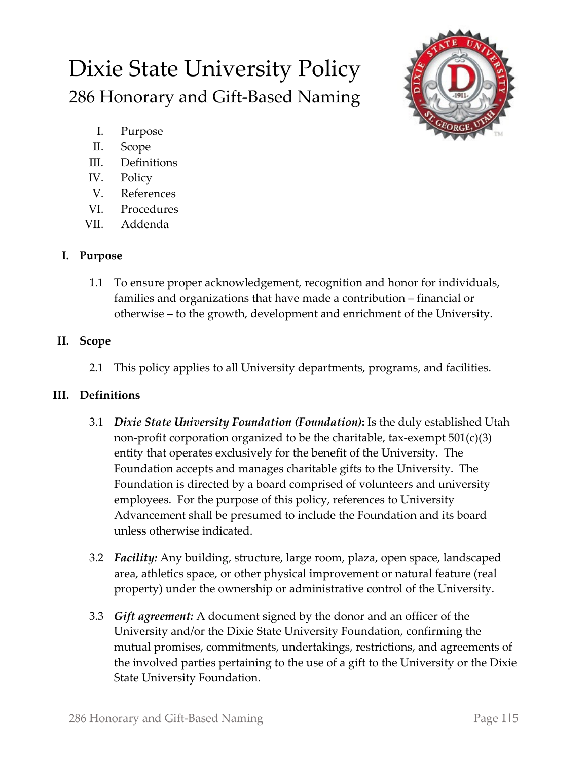# Dixie State University Policy

## 286 Honorary and Gift-Based Naming

I. Purpose
II. Scope
III. Definitions
IV. Policy
V. References
VI. Procedures
VII. Addenda

### I. Purpose

1.1 To ensure proper acknowledgement, recognition and honor for individuals, families and organizations that have made a contribution – financial or otherwise – to the growth, development and enrichment of the University.

### II. Scope

2.1 This policy applies to all University departments, programs, and facilities.

### III. Definitions

3.1 ***Dixie State University Foundation (Foundation)*:** Is the duly established Utah non-profit corporation organized to be the charitable, tax-exempt 501(c)(3) entity that operates exclusively for the benefit of the University. The Foundation accepts and manages charitable gifts to the University. The Foundation is directed by a board comprised of volunteers and university employees. For the purpose of this policy, references to University Advancement shall be presumed to include the Foundation and its board unless otherwise indicated.

3.2 *Facility:* Any building, structure, large room, plaza, open space, landscaped area, athletics space, or other physical improvement or natural feature (real property) under the ownership or administrative control of the University.

3.3 *Gift agreement:* A document signed by the donor and an officer of the University and/or the Dixie State University Foundation, confirming the mutual promises, commitments, undertakings, restrictions, and agreements of the involved parties pertaining to the use of a gift to the University or the Dixie State University Foundation.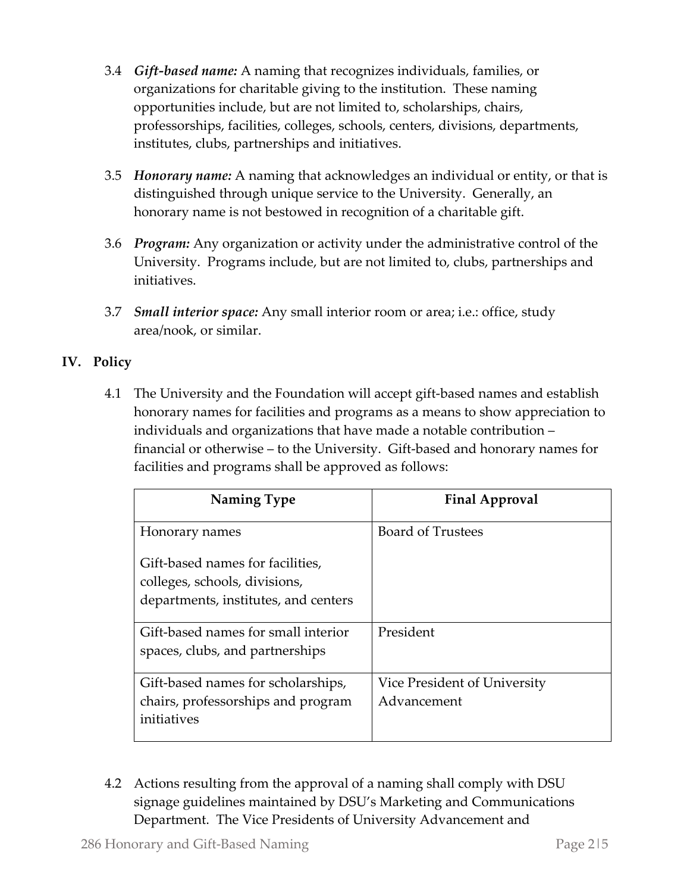3.4 ***Gift-based name:*** A naming that recognizes individuals, families, or organizations for charitable giving to the institution. These naming opportunities include, but are not limited to, scholarships, chairs, professorships, facilities, colleges, schools, centers, divisions, departments, institutes, clubs, partnerships and initiatives.

3.5 ***Honorary name:*** A naming that acknowledges an individual or entity, or that is distinguished through unique service to the University. Generally, an honorary name is not bestowed in recognition of a charitable gift.

3.6 ***Program:*** Any organization or activity under the administrative control of the University. Programs include, but are not limited to, clubs, partnerships and initiatives.

3.7 ***Small interior space:*** Any small interior room or area; i.e.: office, study area/nook, or similar.

## IV. Policy

4.1 The University and the Foundation will accept gift-based names and establish honorary names for facilities and programs as a means to show appreciation to individuals and organizations that have made a notable contribution – financial or otherwise – to the University. Gift-based and honorary names for facilities and programs shall be approved as follows:

| Naming Type | Final Approval |
|---|---|
| Honorary names<br><br>Gift-based names for facilities, colleges, schools, divisions, departments, institutes, and centers | Board of Trustees |
| Gift-based names for small interior spaces, clubs, and partnerships | President |
| Gift-based names for scholarships, chairs, professorships and program initiatives | Vice President of University Advancement |

4.2 Actions resulting from the approval of a naming shall comply with DSU signage guidelines maintained by DSU's Marketing and Communications Department. The Vice Presidents of University Advancement and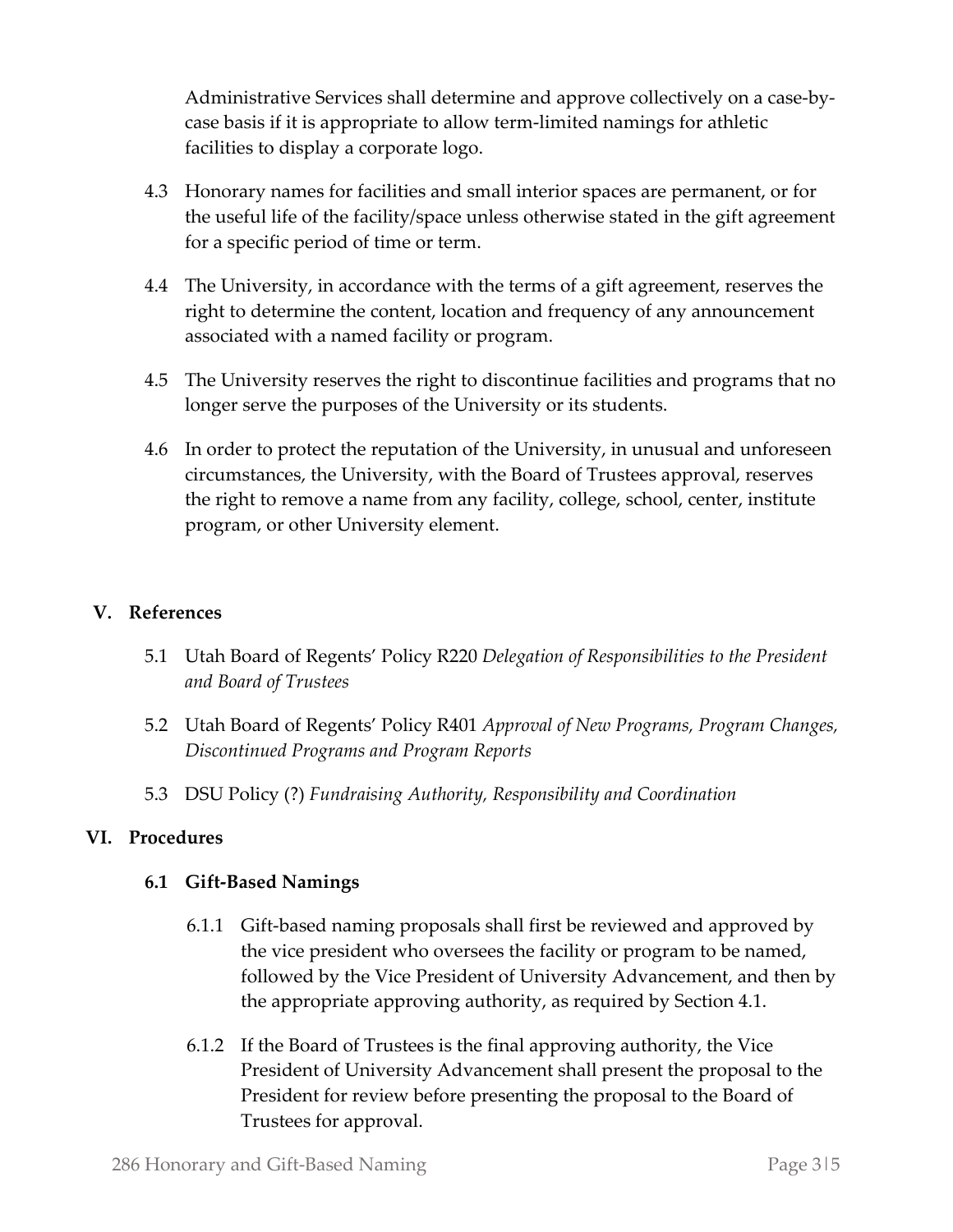Administrative Services shall determine and approve collectively on a case-by-case basis if it is appropriate to allow term-limited namings for athletic facilities to display a corporate logo.

4.3 Honorary names for facilities and small interior spaces are permanent, or for the useful life of the facility/space unless otherwise stated in the gift agreement for a specific period of time or term.

4.4 The University, in accordance with the terms of a gift agreement, reserves the right to determine the content, location and frequency of any announcement associated with a named facility or program.

4.5 The University reserves the right to discontinue facilities and programs that no longer serve the purposes of the University or its students.

4.6 In order to protect the reputation of the University, in unusual and unforeseen circumstances, the University, with the Board of Trustees approval, reserves the right to remove a name from any facility, college, school, center, institute program, or other University element.

## V. References

5.1 Utah Board of Regents' Policy R220 *Delegation of Responsibilities to the President and Board of Trustees*

5.2 Utah Board of Regents' Policy R401 *Approval of New Programs, Program Changes, Discontinued Programs and Program Reports*

5.3 DSU Policy (?) *Fundraising Authority, Responsibility and Coordination*

## VI. Procedures

### 6.1 Gift-Based Namings

6.1.1 Gift-based naming proposals shall first be reviewed and approved by the vice president who oversees the facility or program to be named, followed by the Vice President of University Advancement, and then by the appropriate approving authority, as required by Section 4.1.

6.1.2 If the Board of Trustees is the final approving authority, the Vice President of University Advancement shall present the proposal to the President for review before presenting the proposal to the Board of Trustees for approval.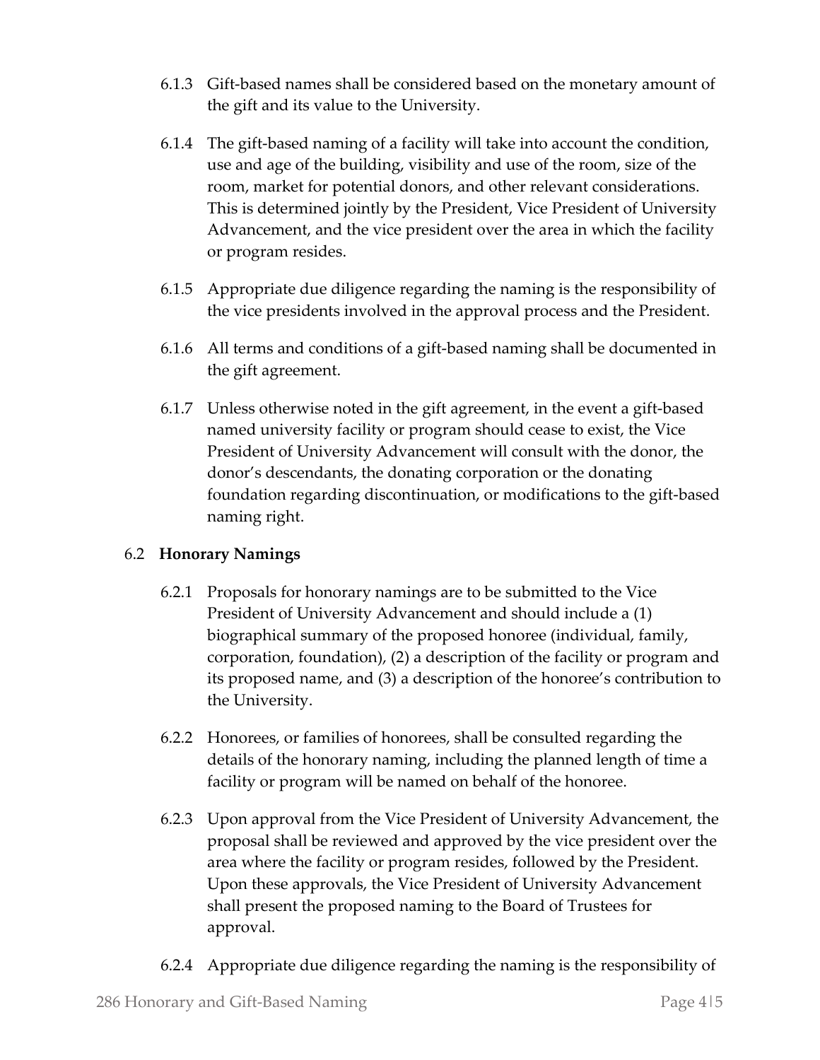6.1.3 Gift-based names shall be considered based on the monetary amount of the gift and its value to the University.

6.1.4 The gift-based naming of a facility will take into account the condition, use and age of the building, visibility and use of the room, size of the room, market for potential donors, and other relevant considerations. This is determined jointly by the President, Vice President of University Advancement, and the vice president over the area in which the facility or program resides.

6.1.5 Appropriate due diligence regarding the naming is the responsibility of the vice presidents involved in the approval process and the President.

6.1.6 All terms and conditions of a gift-based naming shall be documented in the gift agreement.

6.1.7 Unless otherwise noted in the gift agreement, in the event a gift-based named university facility or program should cease to exist, the Vice President of University Advancement will consult with the donor, the donor's descendants, the donating corporation or the donating foundation regarding discontinuation, or modifications to the gift-based naming right.

### 6.2 **Honorary Namings**

6.2.1 Proposals for honorary namings are to be submitted to the Vice President of University Advancement and should include a (1) biographical summary of the proposed honoree (individual, family, corporation, foundation), (2) a description of the facility or program and its proposed name, and (3) a description of the honoree's contribution to the University.

6.2.2 Honorees, or families of honorees, shall be consulted regarding the details of the honorary naming, including the planned length of time a facility or program will be named on behalf of the honoree.

6.2.3 Upon approval from the Vice President of University Advancement, the proposal shall be reviewed and approved by the vice president over the area where the facility or program resides, followed by the President. Upon these approvals, the Vice President of University Advancement shall present the proposed naming to the Board of Trustees for approval.

6.2.4 Appropriate due diligence regarding the naming is the responsibility of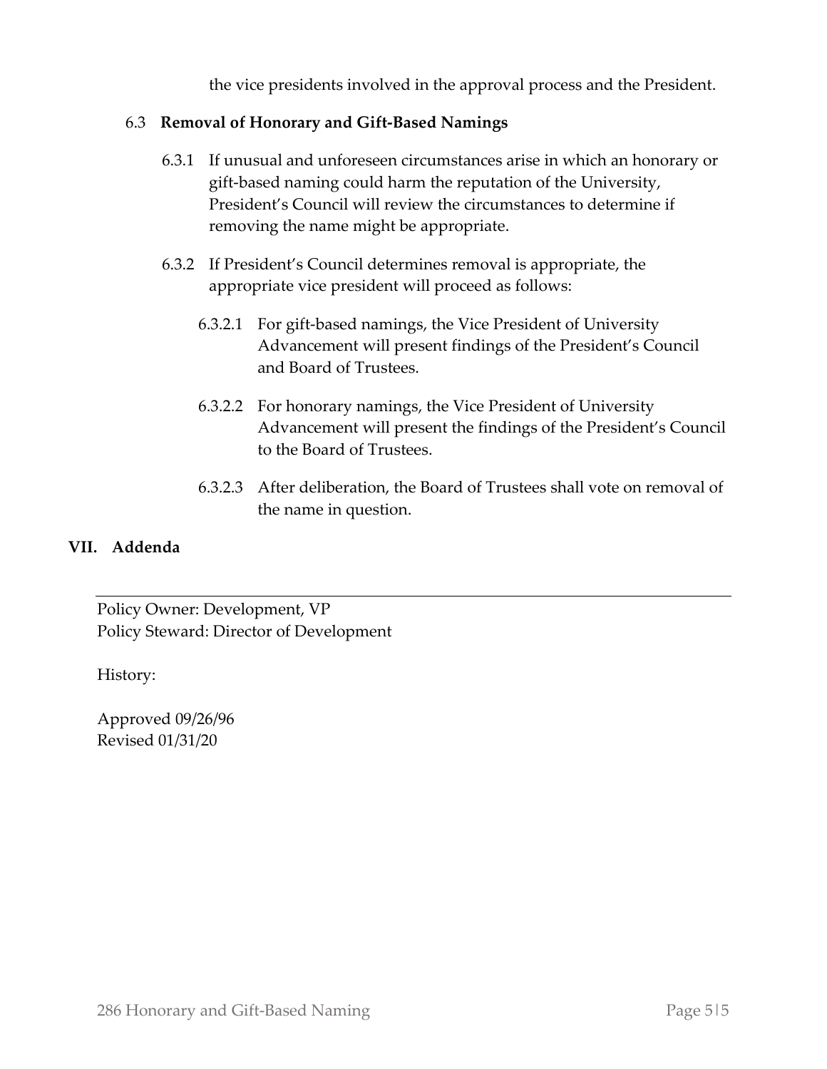the vice presidents involved in the approval process and the President.

### 6.3 Removal of Honorary and Gift-Based Namings

6.3.1 If unusual and unforeseen circumstances arise in which an honorary or gift-based naming could harm the reputation of the University, President's Council will review the circumstances to determine if removing the name might be appropriate.

6.3.2 If President's Council determines removal is appropriate, the appropriate vice president will proceed as follows:

6.3.2.1 For gift-based namings, the Vice President of University Advancement will present findings of the President's Council and Board of Trustees.

6.3.2.2 For honorary namings, the Vice President of University Advancement will present the findings of the President's Council to the Board of Trustees.

6.3.2.3 After deliberation, the Board of Trustees shall vote on removal of the name in question.

## VII. Addenda

---

Policy Owner: Development, VP
Policy Steward: Director of Development

History:

Approved 09/26/96
Revised 01/31/20